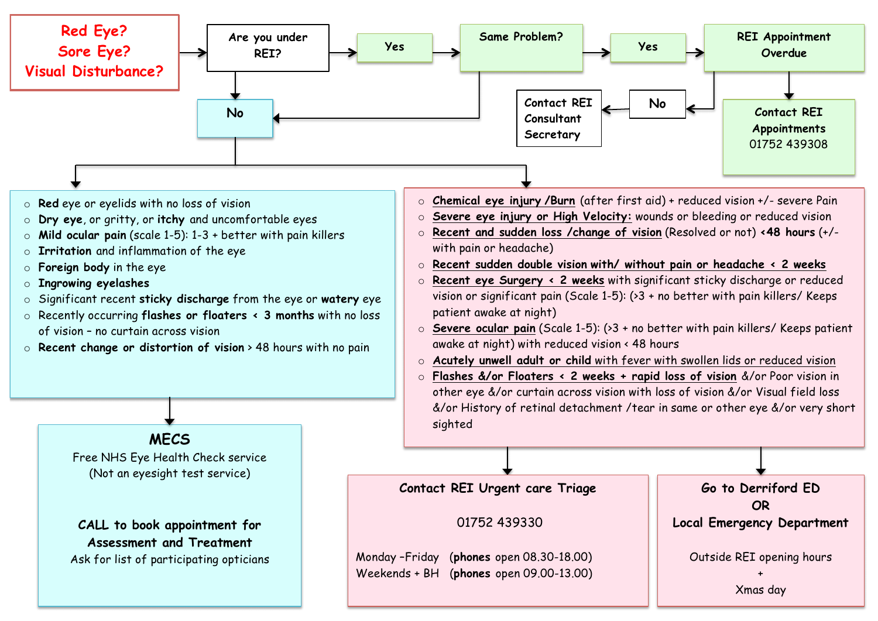**Red Eye?**
**Sore Eye?**
**Visual Disturbance?**

→ **Are you under REI?**

- **Yes** → **Same Problem?**
  - **Yes** → **REI Appointment Overdue**
    - (Yes) → **Contact REI Appointments** 01752 439308
    - **No** → **Contact REI Consultant Secretary**
  - (No) → **No**
- **No** → see below

---

## No

### Routine (→ MECS)

- **Red** eye or eyelids with no loss of vision
- **Dry eye**, or gritty, or **itchy** and uncomfortable eyes
- **Mild ocular pain** (scale 1-5): 1-3 + better with pain killers
- **Irritation** and inflammation of the eye
- **Foreign body** in the eye
- **Ingrowing eyelashes**
- Significant recent **sticky discharge** from the eye or **watery** eye
- Recently occurring **flashes or floaters < 3 months** with no loss of vision – no curtain across vision
- **Recent change or distortion of vision** > 48 hours with no pain

**MECS**

Free NHS Eye Health Check service
(Not an eyesight test service)

**CALL to book appointment for Assessment and Treatment**
Ask for list of participating opticians

### Urgent

- **Chemical eye injury /Burn** (after first aid) + reduced vision +/- severe Pain
- **Severe eye injury or High Velocity:** wounds or bleeding or reduced vision
- **Recent and sudden loss /change of vision** (Resolved or not) **<48 hours** (+/- with pain or headache)
- **Recent sudden double vision with/ without pain or headache < 2 weeks**
- **Recent eye Surgery < 2 weeks** with significant sticky discharge or reduced vision or significant pain (Scale 1-5): (>3 + no better with pain killers/ Keeps patient awake at night)
- **Severe ocular pain** (Scale 1-5): (>3 + no better with pain killers/ Keeps patient awake at night) with reduced vision < 48 hours
- **Acutely unwell adult or child with fever with swollen lids or reduced vision**
- **Flashes &/or Floaters < 2 weeks + rapid loss of vision** &/or Poor vision in other eye &/or curtain across vision with loss of vision &/or Visual field loss &/or History of retinal detachment /tear in same or other eye &/or very short sighted

**Contact REI Urgent care Triage**

01752 439330

Monday –Friday (**phones** open 08.30-18.00)
Weekends + BH (**phones** open 09.00-13.00)

**Go to Derriford ED**
**OR**
**Local Emergency Department**

Outside REI opening hours
+
Xmas day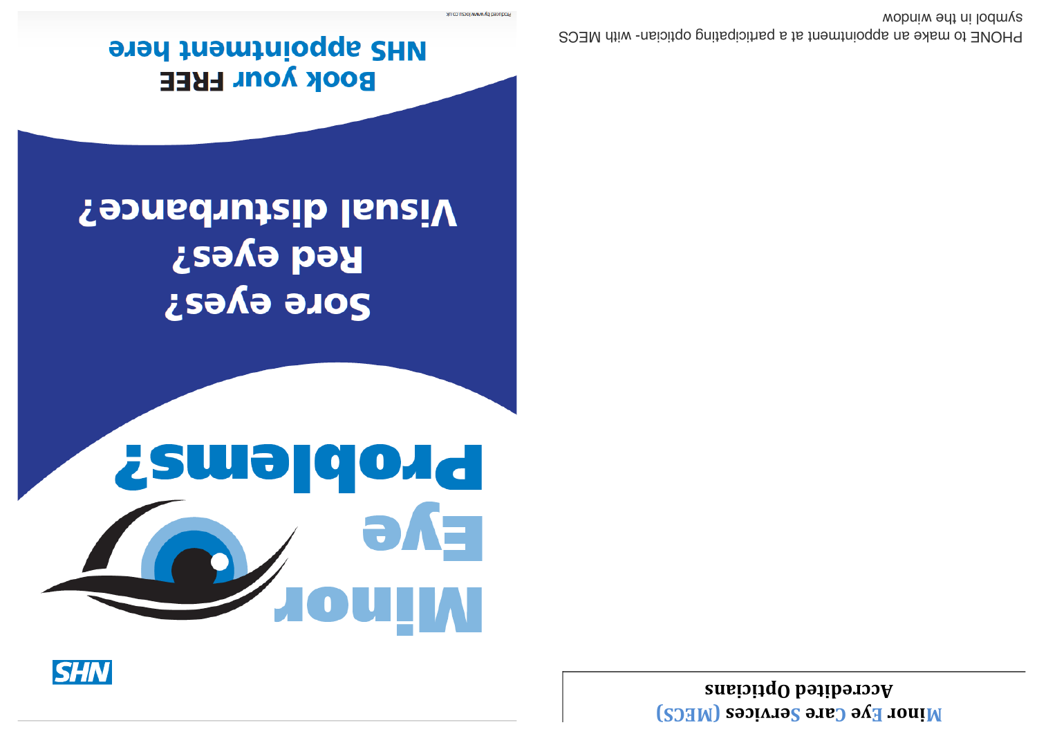PHONE to make an appointment at a participating optician- with MECS symbol in the window

Minor Eye Care Services (MECS)

Accredited Opticians

Book your FREE NHS appointment here

Sore eyes?

Red eyes?

Visual disturbance?

# Minor Eye Problems?

SHN

Produced by www.locsu.co.uk